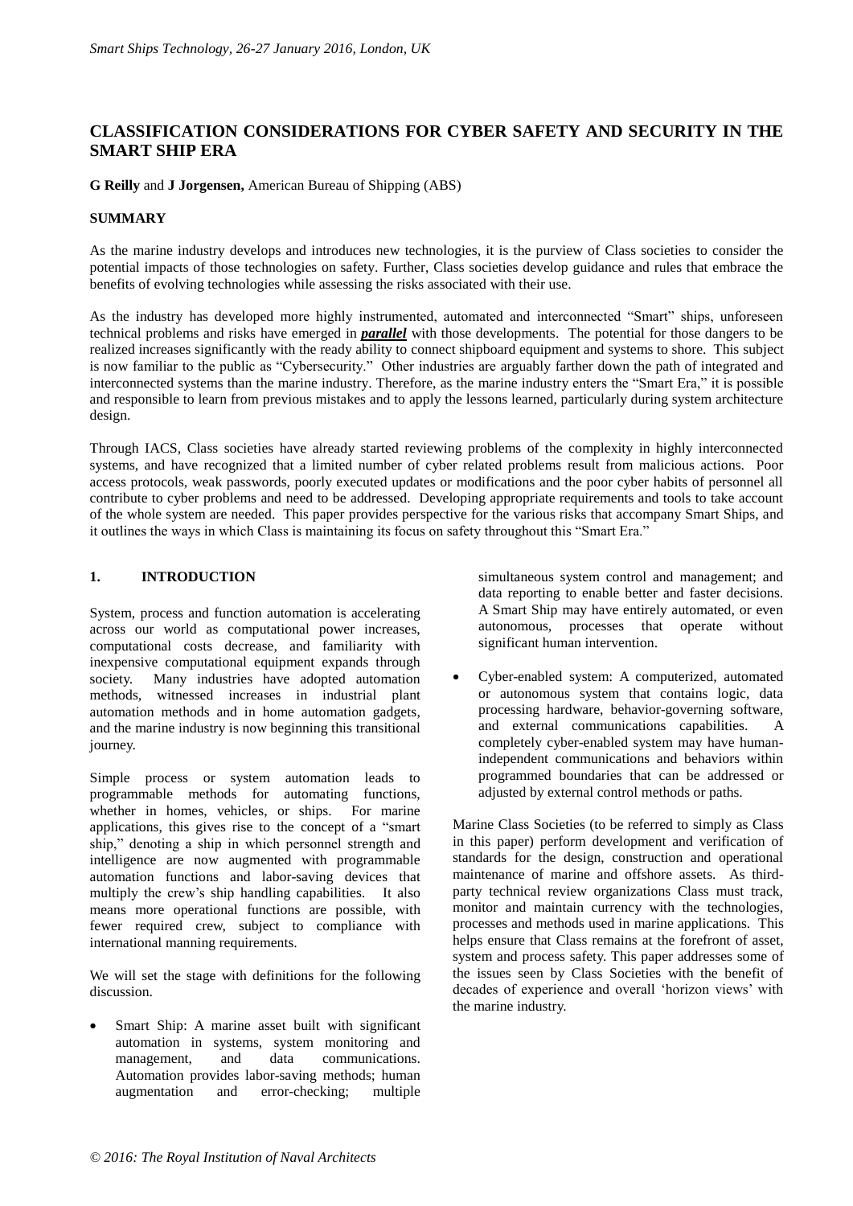# CLASSIFICATION CONSIDERATIONS FOR CYBER SAFETY AND SECURITY IN THE SMART SHIP ERA

**G Reilly** and **J Jorgensen,** American Bureau of Shipping (ABS)

## SUMMARY

As the marine industry develops and introduces new technologies, it is the purview of Class societies to consider the potential impacts of those technologies on safety. Further, Class societies develop guidance and rules that embrace the benefits of evolving technologies while assessing the risks associated with their use.

As the industry has developed more highly instrumented, automated and interconnected "Smart" ships, unforeseen technical problems and risks have emerged in ***parallel*** with those developments. The potential for those dangers to be realized increases significantly with the ready ability to connect shipboard equipment and systems to shore. This subject is now familiar to the public as "Cybersecurity." Other industries are arguably farther down the path of integrated and interconnected systems than the marine industry. Therefore, as the marine industry enters the "Smart Era," it is possible and responsible to learn from previous mistakes and to apply the lessons learned, particularly during system architecture design.

Through IACS, Class societies have already started reviewing problems of the complexity in highly interconnected systems, and have recognized that a limited number of cyber related problems result from malicious actions. Poor access protocols, weak passwords, poorly executed updates or modifications and the poor cyber habits of personnel all contribute to cyber problems and need to be addressed. Developing appropriate requirements and tools to take account of the whole system are needed. This paper provides perspective for the various risks that accompany Smart Ships, and it outlines the ways in which Class is maintaining its focus on safety throughout this "Smart Era."

## 1. INTRODUCTION

System, process and function automation is accelerating across our world as computational power increases, computational costs decrease, and familiarity with inexpensive computational equipment expands through society. Many industries have adopted automation methods, witnessed increases in industrial plant automation methods and in home automation gadgets, and the marine industry is now beginning this transitional journey.

Simple process or system automation leads to programmable methods for automating functions, whether in homes, vehicles, or ships. For marine applications, this gives rise to the concept of a "smart ship," denoting a ship in which personnel strength and intelligence are now augmented with programmable automation functions and labor-saving devices that multiply the crew's ship handling capabilities. It also means more operational functions are possible, with fewer required crew, subject to compliance with international manning requirements.

We will set the stage with definitions for the following discussion.

- Smart Ship: A marine asset built with significant automation in systems, system monitoring and management, and data communications. Automation provides labor-saving methods; human augmentation and error-checking; multiple simultaneous system control and management; and data reporting to enable better and faster decisions. A Smart Ship may have entirely automated, or even autonomous, processes that operate without significant human intervention.

- Cyber-enabled system: A computerized, automated or autonomous system that contains logic, data processing hardware, behavior-governing software, and external communications capabilities. A completely cyber-enabled system may have human-independent communications and behaviors within programmed boundaries that can be addressed or adjusted by external control methods or paths.

Marine Class Societies (to be referred to simply as Class in this paper) perform development and verification of standards for the design, construction and operational maintenance of marine and offshore assets. As third-party technical review organizations Class must track, monitor and maintain currency with the technologies, processes and methods used in marine applications. This helps ensure that Class remains at the forefront of asset, system and process safety. This paper addresses some of the issues seen by Class Societies with the benefit of decades of experience and overall 'horizon views' with the marine industry.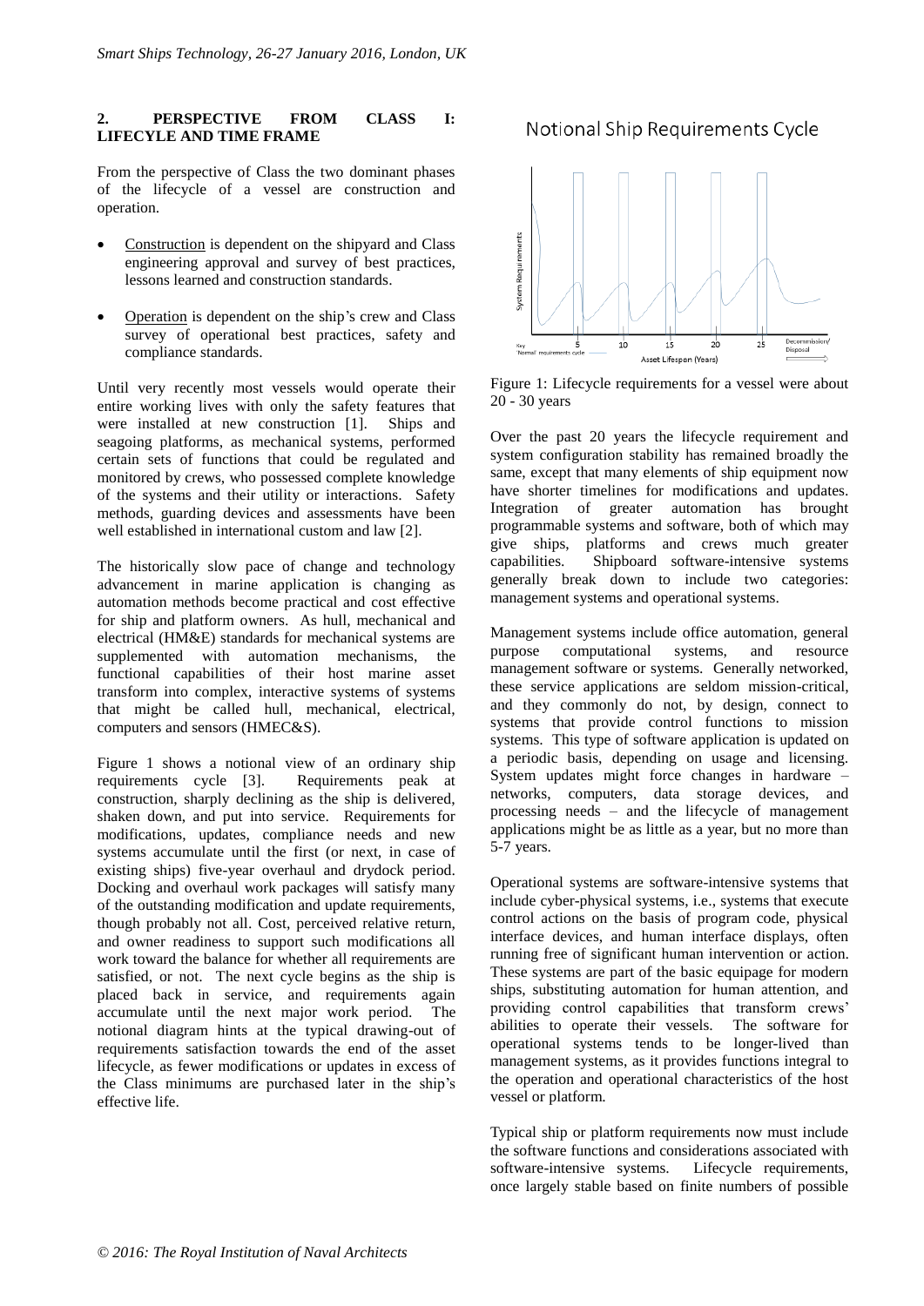## 2. PERSPECTIVE FROM CLASS I: LIFECYLE AND TIME FRAME

From the perspective of Class the two dominant phases of the lifecycle of a vessel are construction and operation.

- Construction is dependent on the shipyard and Class engineering approval and survey of best practices, lessons learned and construction standards.
- Operation is dependent on the ship's crew and Class survey of operational best practices, safety and compliance standards.

Until very recently most vessels would operate their entire working lives with only the safety features that were installed at new construction [1]. Ships and seagoing platforms, as mechanical systems, performed certain sets of functions that could be regulated and monitored by crews, who possessed complete knowledge of the systems and their utility or interactions. Safety methods, guarding devices and assessments have been well established in international custom and law [2].

The historically slow pace of change and technology advancement in marine application is changing as automation methods become practical and cost effective for ship and platform owners. As hull, mechanical and electrical (HM&E) standards for mechanical systems are supplemented with automation mechanisms, the functional capabilities of their host marine asset transform into complex, interactive systems of systems that might be called hull, mechanical, electrical, computers and sensors (HMEC&S).

Figure 1 shows a notional view of an ordinary ship requirements cycle [3]. Requirements peak at construction, sharply declining as the ship is delivered, shaken down, and put into service. Requirements for modifications, updates, compliance needs and new systems accumulate until the first (or next, in case of existing ships) five-year overhaul and drydock period. Docking and overhaul work packages will satisfy many of the outstanding modification and update requirements, though probably not all. Cost, perceived relative return, and owner readiness to support such modifications all work toward the balance for whether all requirements are satisfied, or not. The next cycle begins as the ship is placed back in service, and requirements again accumulate until the next major work period. The notional diagram hints at the typical drawing-out of requirements satisfaction towards the end of the asset lifecycle, as fewer modifications or updates in excess of the Class minimums are purchased later in the ship's effective life.

Figure 1: Lifecycle requirements for a vessel were about 20 - 30 years

Over the past 20 years the lifecycle requirement and system configuration stability has remained broadly the same, except that many elements of ship equipment now have shorter timelines for modifications and updates. Integration of greater automation has brought programmable systems and software, both of which may give ships, platforms and crews much greater capabilities. Shipboard software-intensive systems generally break down to include two categories: management systems and operational systems.

Management systems include office automation, general purpose computational systems, and resource management software or systems. Generally networked, these service applications are seldom mission-critical, and they commonly do not, by design, connect to systems that provide control functions to mission systems. This type of software application is updated on a periodic basis, depending on usage and licensing. System updates might force changes in hardware – networks, computers, data storage devices, and processing needs – and the lifecycle of management applications might be as little as a year, but no more than 5-7 years.

Operational systems are software-intensive systems that include cyber-physical systems, i.e., systems that execute control actions on the basis of program code, physical interface devices, and human interface displays, often running free of significant human intervention or action. These systems are part of the basic equipage for modern ships, substituting automation for human attention, and providing control capabilities that transform crews' abilities to operate their vessels. The software for operational systems tends to be longer-lived than management systems, as it provides functions integral to the operation and operational characteristics of the host vessel or platform.

Typical ship or platform requirements now must include the software functions and considerations associated with software-intensive systems. Lifecycle requirements, once largely stable based on finite numbers of possible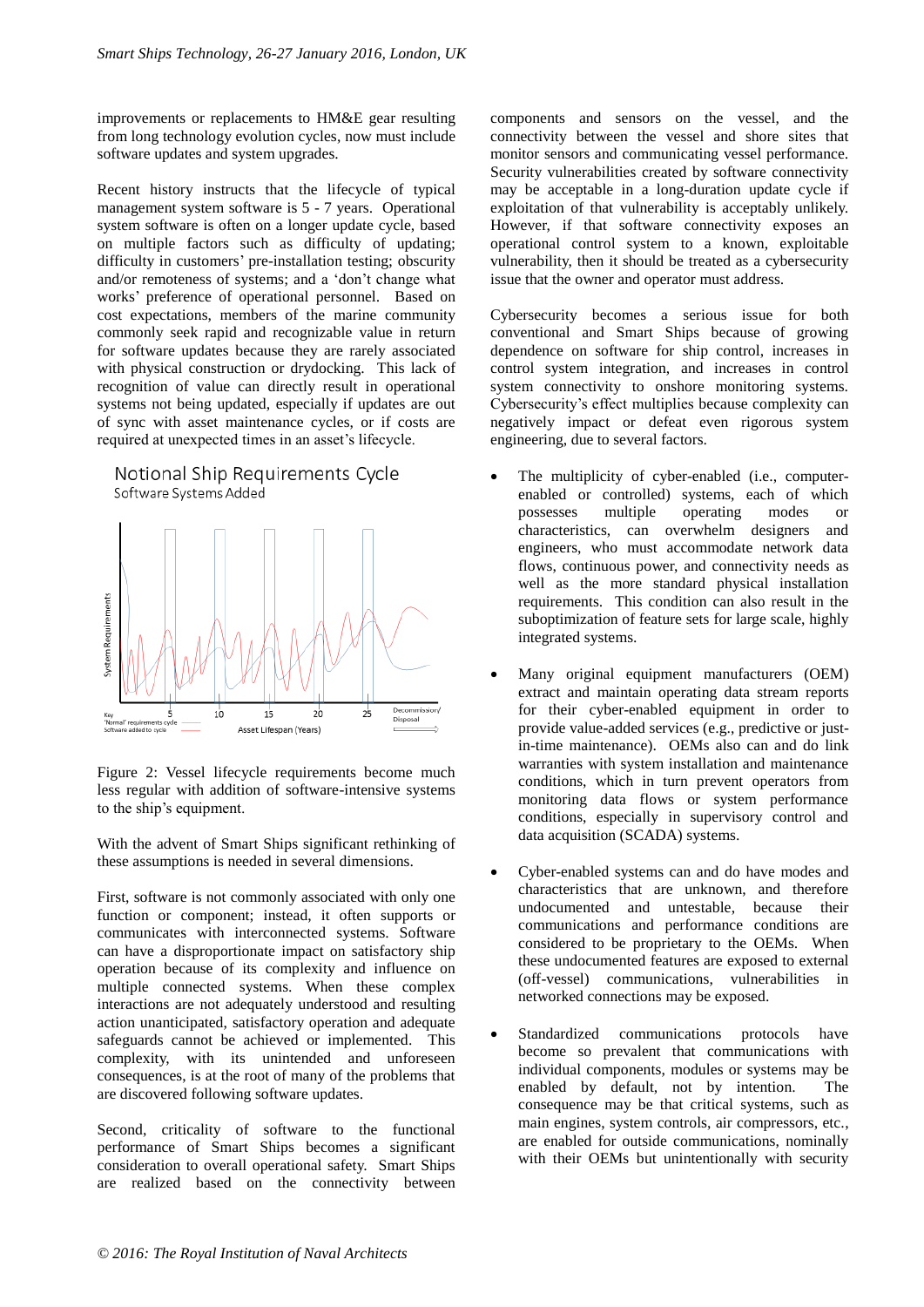improvements or replacements to HM&E gear resulting from long technology evolution cycles, now must include software updates and system upgrades.

Recent history instructs that the lifecycle of typical management system software is 5 - 7 years. Operational system software is often on a longer update cycle, based on multiple factors such as difficulty of updating; difficulty in customers' pre-installation testing; obscurity and/or remoteness of systems; and a 'don't change what works' preference of operational personnel. Based on cost expectations, members of the marine community commonly seek rapid and recognizable value in return for software updates because they are rarely associated with physical construction or drydocking. This lack of recognition of value can directly result in operational systems not being updated, especially if updates are out of sync with asset maintenance cycles, or if costs are required at unexpected times in an asset's lifecycle.

Figure 2: Vessel lifecycle requirements become much less regular with addition of software-intensive systems to the ship's equipment.

With the advent of Smart Ships significant rethinking of these assumptions is needed in several dimensions.

First, software is not commonly associated with only one function or component; instead, it often supports or communicates with interconnected systems. Software can have a disproportionate impact on satisfactory ship operation because of its complexity and influence on multiple connected systems. When these complex interactions are not adequately understood and resulting action unanticipated, satisfactory operation and adequate safeguards cannot be achieved or implemented. This complexity, with its unintended and unforeseen consequences, is at the root of many of the problems that are discovered following software updates.

Second, criticality of software to the functional performance of Smart Ships becomes a significant consideration to overall operational safety. Smart Ships are realized based on the connectivity between components and sensors on the vessel, and the connectivity between the vessel and shore sites that monitor sensors and communicating vessel performance. Security vulnerabilities created by software connectivity may be acceptable in a long-duration update cycle if exploitation of that vulnerability is acceptably unlikely. However, if that software connectivity exposes an operational control system to a known, exploitable vulnerability, then it should be treated as a cybersecurity issue that the owner and operator must address.

Cybersecurity becomes a serious issue for both conventional and Smart Ships because of growing dependence on software for ship control, increases in control system integration, and increases in control system connectivity to onshore monitoring systems. Cybersecurity's effect multiplies because complexity can negatively impact or defeat even rigorous system engineering, due to several factors.

- The multiplicity of cyber-enabled (i.e., computer-enabled or controlled) systems, each of which possesses multiple operating modes or characteristics, can overwhelm designers and engineers, who must accommodate network data flows, continuous power, and connectivity needs as well as the more standard physical installation requirements. This condition can also result in the suboptimization of feature sets for large scale, highly integrated systems.

- Many original equipment manufacturers (OEM) extract and maintain operating data stream reports for their cyber-enabled equipment in order to provide value-added services (e.g., predictive or just-in-time maintenance). OEMs also can and do link warranties with system installation and maintenance conditions, which in turn prevent operators from monitoring data flows or system performance conditions, especially in supervisory control and data acquisition (SCADA) systems.

- Cyber-enabled systems can and do have modes and characteristics that are unknown, and therefore undocumented and untestable, because their communications and performance conditions are considered to be proprietary to the OEMs. When these undocumented features are exposed to external (off-vessel) communications, vulnerabilities in networked connections may be exposed.

- Standardized communications protocols have become so prevalent that communications with individual components, modules or systems may be enabled by default, not by intention. The consequence may be that critical systems, such as main engines, system controls, air compressors, etc., are enabled for outside communications, nominally with their OEMs but unintentionally with security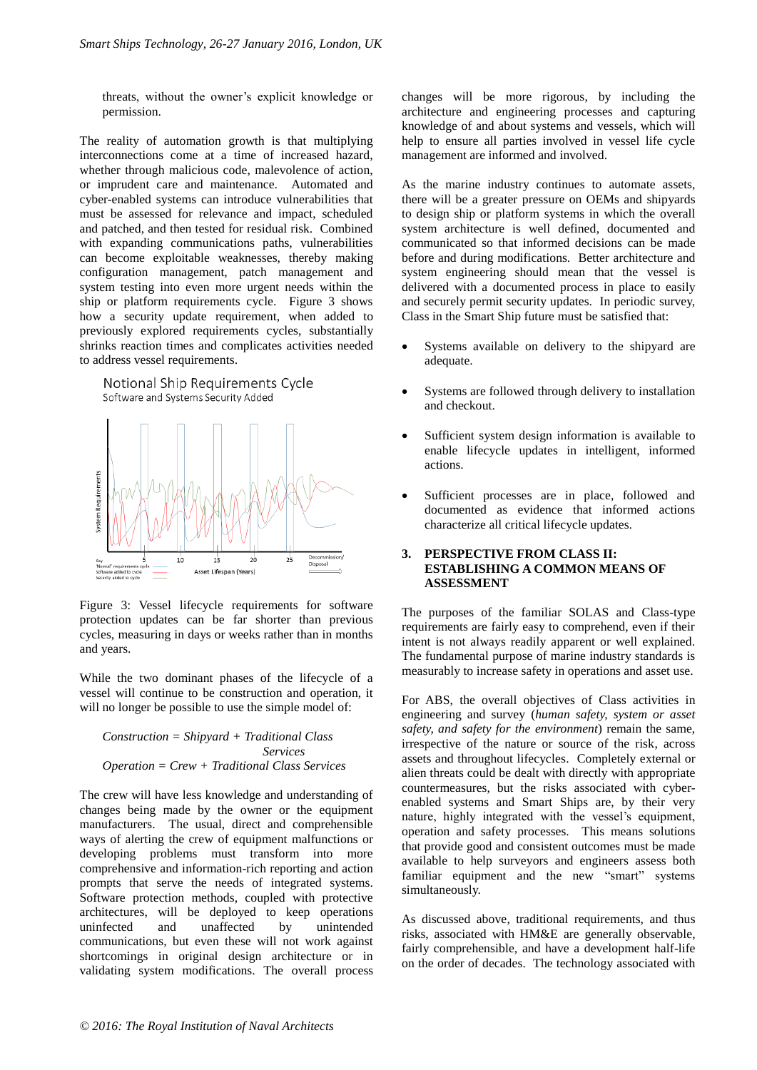threats, without the owner's explicit knowledge or permission.

The reality of automation growth is that multiplying interconnections come at a time of increased hazard, whether through malicious code, malevolence of action, or imprudent care and maintenance. Automated and cyber-enabled systems can introduce vulnerabilities that must be assessed for relevance and impact, scheduled and patched, and then tested for residual risk. Combined with expanding communications paths, vulnerabilities can become exploitable weaknesses, thereby making configuration management, patch management and system testing into even more urgent needs within the ship or platform requirements cycle. Figure 3 shows how a security update requirement, when added to previously explored requirements cycles, substantially shrinks reaction times and complicates activities needed to address vessel requirements.

Figure 3: Vessel lifecycle requirements for software protection updates can be far shorter than previous cycles, measuring in days or weeks rather than in months and years.

While the two dominant phases of the lifecycle of a vessel will continue to be construction and operation, it will no longer be possible to use the simple model of:

*Construction = Shipyard + Traditional Class Services*
*Operation = Crew + Traditional Class Services*

The crew will have less knowledge and understanding of changes being made by the owner or the equipment manufacturers. The usual, direct and comprehensible ways of alerting the crew of equipment malfunctions or developing problems must transform into more comprehensive and information-rich reporting and action prompts that serve the needs of integrated systems. Software protection methods, coupled with protective architectures, will be deployed to keep operations uninfected and unaffected by unintended communications, but even these will not work against shortcomings in original design architecture or in validating system modifications. The overall process changes will be more rigorous, by including the architecture and engineering processes and capturing knowledge of and about systems and vessels, which will help to ensure all parties involved in vessel life cycle management are informed and involved.

As the marine industry continues to automate assets, there will be a greater pressure on OEMs and shipyards to design ship or platform systems in which the overall system architecture is well defined, documented and communicated so that informed decisions can be made before and during modifications. Better architecture and system engineering should mean that the vessel is delivered with a documented process in place to easily and securely perform security updates. In periodic survey, Class in the Smart Ship future must be satisfied that:

- Systems available on delivery to the shipyard are adequate.
- Systems are followed through delivery to installation and checkout.
- Sufficient system design information is available to enable lifecycle updates in intelligent, informed actions.
- Sufficient processes are in place, followed and documented as evidence that informed actions characterize all critical lifecycle updates.

## 3. PERSPECTIVE FROM CLASS II: ESTABLISHING A COMMON MEANS OF ASSESSMENT

The purposes of the familiar SOLAS and Class-type requirements are fairly easy to comprehend, even if their intent is not always readily apparent or well explained. The fundamental purpose of marine industry standards is measurably to increase safety in operations and asset use.

For ABS, the overall objectives of Class activities in engineering and survey (*human safety, system or asset safety, and safety for the environment*) remain the same, irrespective of the nature or source of the risk, across assets and throughout lifecycles. Completely external or alien threats could be dealt with directly with appropriate countermeasures, but the risks associated with cyber-enabled systems and Smart Ships are, by their very nature, highly integrated with the vessel's equipment, operation and safety processes. This means solutions that provide good and consistent outcomes must be made available to help surveyors and engineers assess both familiar equipment and the new "smart" systems simultaneously.

As discussed above, traditional requirements, and thus risks, associated with HM&E are generally observable, fairly comprehensible, and have a development half-life on the order of decades. The technology associated with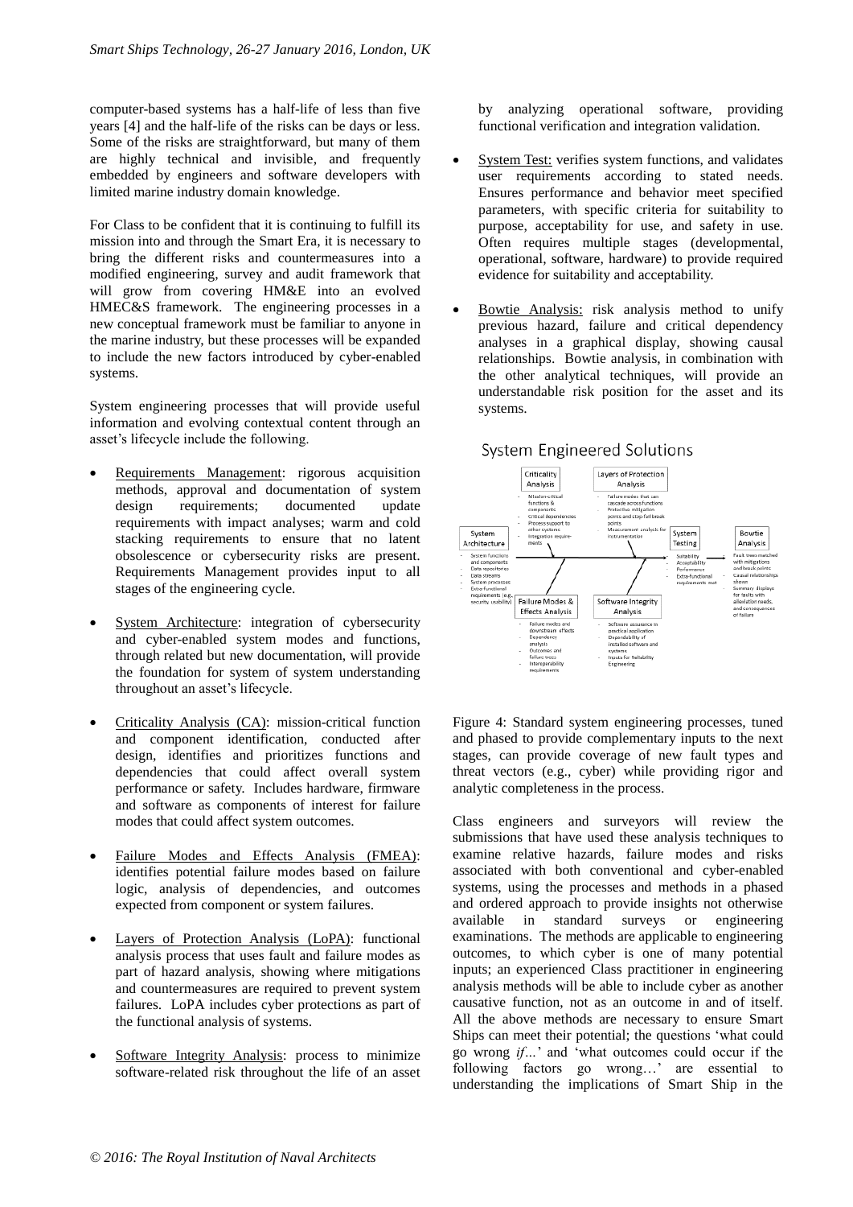computer-based systems has a half-life of less than five years [4] and the half-life of the risks can be days or less. Some of the risks are straightforward, but many of them are highly technical and invisible, and frequently embedded by engineers and software developers with limited marine industry domain knowledge.

For Class to be confident that it is continuing to fulfill its mission into and through the Smart Era, it is necessary to bring the different risks and countermeasures into a modified engineering, survey and audit framework that will grow from covering HM&E into an evolved HMEC&S framework. The engineering processes in a new conceptual framework must be familiar to anyone in the marine industry, but these processes will be expanded to include the new factors introduced by cyber-enabled systems.

System engineering processes that will provide useful information and evolving contextual content through an asset's lifecycle include the following.

- Requirements Management: rigorous acquisition methods, approval and documentation of system design requirements; documented update requirements with impact analyses; warm and cold stacking requirements to ensure that no latent obsolescence or cybersecurity risks are present. Requirements Management provides input to all stages of the engineering cycle.
- System Architecture: integration of cybersecurity and cyber-enabled system modes and functions, through related but new documentation, will provide the foundation for system of system understanding throughout an asset's lifecycle.
- Criticality Analysis (CA): mission-critical function and component identification, conducted after design, identifies and prioritizes functions and dependencies that could affect overall system performance or safety. Includes hardware, firmware and software as components of interest for failure modes that could affect system outcomes.
- Failure Modes and Effects Analysis (FMEA): identifies potential failure modes based on failure logic, analysis of dependencies, and outcomes expected from component or system failures.
- Layers of Protection Analysis (LoPA): functional analysis process that uses fault and failure modes as part of hazard analysis, showing where mitigations and countermeasures are required to prevent system failures. LoPA includes cyber protections as part of the functional analysis of systems.
- Software Integrity Analysis: process to minimize software-related risk throughout the life of an asset by analyzing operational software, providing functional verification and integration validation.
- System Test: verifies system functions, and validates user requirements according to stated needs. Ensures performance and behavior meet specified parameters, with specific criteria for suitability to purpose, acceptability for use, and safety in use. Often requires multiple stages (developmental, operational, software, hardware) to provide required evidence for suitability and acceptability.
- Bowtie Analysis: risk analysis method to unify previous hazard, failure and critical dependency analyses in a graphical display, showing causal relationships. Bowtie analysis, in combination with the other analytical techniques, will provide an understandable risk position for the asset and its systems.

Figure 4: Standard system engineering processes, tuned and phased to provide complementary inputs to the next stages, can provide coverage of new fault types and threat vectors (e.g., cyber) while providing rigor and analytic completeness in the process.

Class engineers and surveyors will review the submissions that have used these analysis techniques to examine relative hazards, failure modes and risks associated with both conventional and cyber-enabled systems, using the processes and methods in a phased and ordered approach to provide insights not otherwise available in standard surveys or engineering examinations. The methods are applicable to engineering outcomes, to which cyber is one of many potential inputs; an experienced Class practitioner in engineering analysis methods will be able to include cyber as another causative function, not as an outcome in and of itself. All the above methods are necessary to ensure Smart Ships can meet their potential; the questions 'what could go wrong *if…*' and 'what outcomes could occur if the following factors go wrong…' are essential to understanding the implications of Smart Ship in the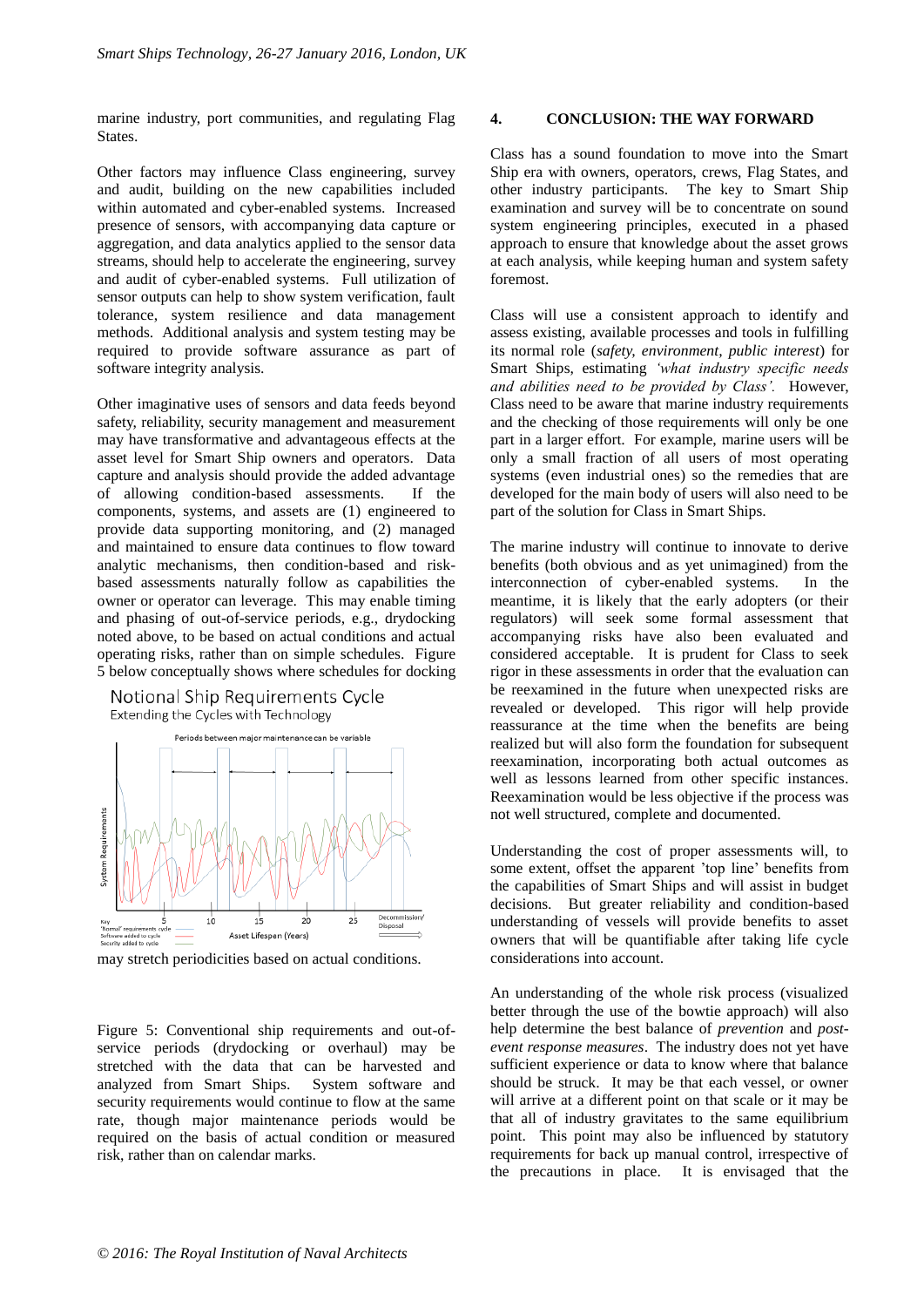marine industry, port communities, and regulating Flag States.

Other factors may influence Class engineering, survey and audit, building on the new capabilities included within automated and cyber-enabled systems. Increased presence of sensors, with accompanying data capture or aggregation, and data analytics applied to the sensor data streams, should help to accelerate the engineering, survey and audit of cyber-enabled systems. Full utilization of sensor outputs can help to show system verification, fault tolerance, system resilience and data management methods. Additional analysis and system testing may be required to provide software assurance as part of software integrity analysis.

Other imaginative uses of sensors and data feeds beyond safety, reliability, security management and measurement may have transformative and advantageous effects at the asset level for Smart Ship owners and operators. Data capture and analysis should provide the added advantage of allowing condition-based assessments. If the components, systems, and assets are (1) engineered to provide data supporting monitoring, and (2) managed and maintained to ensure data continues to flow toward analytic mechanisms, then condition-based and risk-based assessments naturally follow as capabilities the owner or operator can leverage. This may enable timing and phasing of out-of-service periods, e.g., drydocking noted above, to be based on actual conditions and actual operating risks, rather than on simple schedules. Figure 5 below conceptually shows where schedules for docking may stretch periodicities based on actual conditions.

Figure 5: Conventional ship requirements and out-of-service periods (drydocking or overhaul) may be stretched with the data that can be harvested and analyzed from Smart Ships. System software and security requirements would continue to flow at the same rate, though major maintenance periods would be required on the basis of actual condition or measured risk, rather than on calendar marks.

## 4. CONCLUSION: THE WAY FORWARD

Class has a sound foundation to move into the Smart Ship era with owners, operators, crews, Flag States, and other industry participants. The key to Smart Ship examination and survey will be to concentrate on sound system engineering principles, executed in a phased approach to ensure that knowledge about the asset grows at each analysis, while keeping human and system safety foremost.

Class will use a consistent approach to identify and assess existing, available processes and tools in fulfilling its normal role (*safety, environment, public interest*) for Smart Ships, estimating *'what industry specific needs and abilities need to be provided by Class'.* However, Class need to be aware that marine industry requirements and the checking of those requirements will only be one part in a larger effort. For example, marine users will be only a small fraction of all users of most operating systems (even industrial ones) so the remedies that are developed for the main body of users will also need to be part of the solution for Class in Smart Ships.

The marine industry will continue to innovate to derive benefits (both obvious and as yet unimagined) from the interconnection of cyber-enabled systems. In the meantime, it is likely that the early adopters (or their regulators) will seek some formal assessment that accompanying risks have also been evaluated and considered acceptable. It is prudent for Class to seek rigor in these assessments in order that the evaluation can be reexamined in the future when unexpected risks are revealed or developed. This rigor will help provide reassurance at the time when the benefits are being realized but will also form the foundation for subsequent reexamination, incorporating both actual outcomes as well as lessons learned from other specific instances. Reexamination would be less objective if the process was not well structured, complete and documented.

Understanding the cost of proper assessments will, to some extent, offset the apparent 'top line' benefits from the capabilities of Smart Ships and will assist in budget decisions. But greater reliability and condition-based understanding of vessels will provide benefits to asset owners that will be quantifiable after taking life cycle considerations into account.

An understanding of the whole risk process (visualized better through the use of the bowtie approach) will also help determine the best balance of *prevention* and *post-event response measures*. The industry does not yet have sufficient experience or data to know where that balance should be struck. It may be that each vessel, or owner will arrive at a different point on that scale or it may be that all of industry gravitates to the same equilibrium point. This point may also be influenced by statutory requirements for back up manual control, irrespective of the precautions in place. It is envisaged that the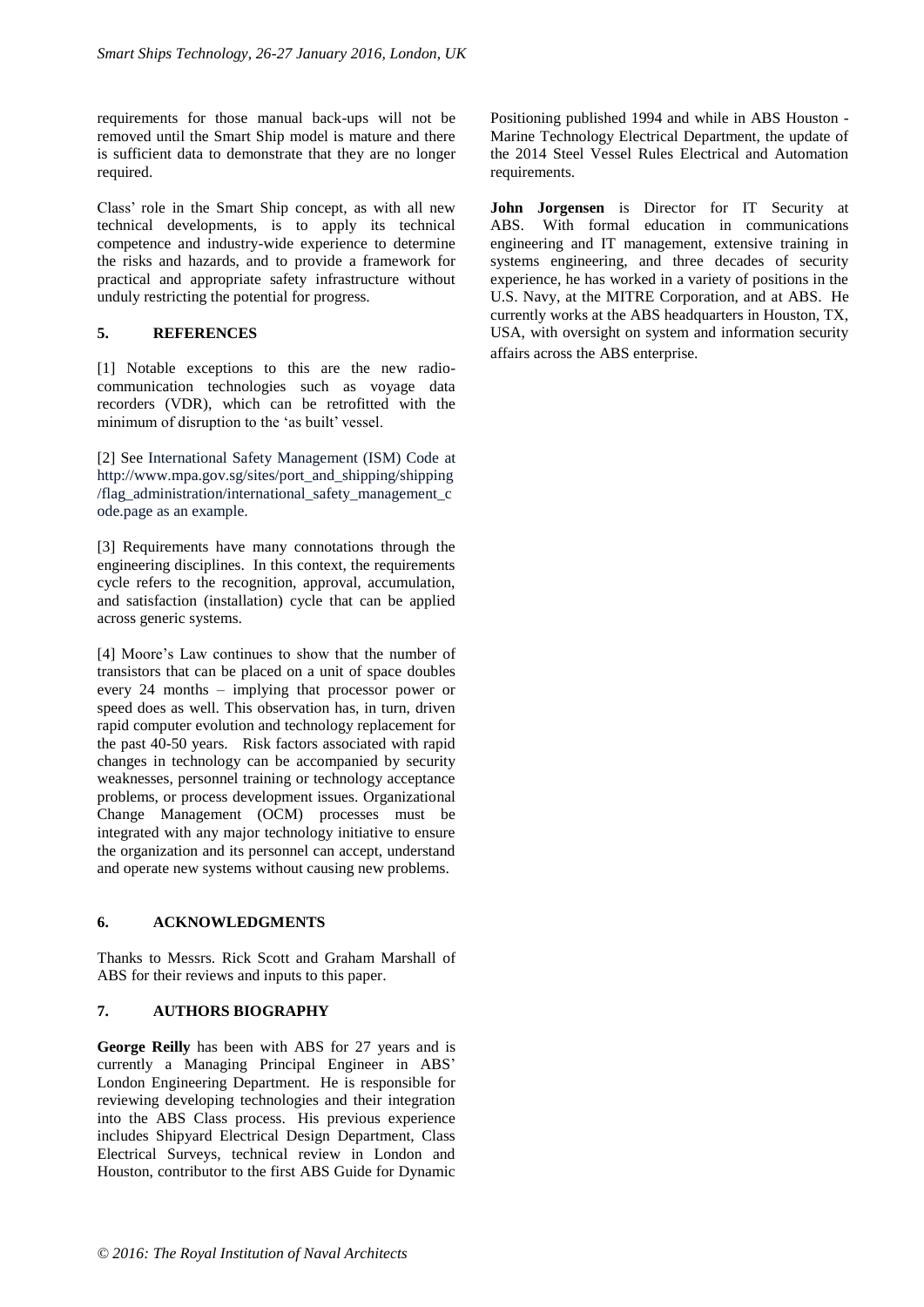requirements for those manual back-ups will not be removed until the Smart Ship model is mature and there is sufficient data to demonstrate that they are no longer required.

Class' role in the Smart Ship concept, as with all new technical developments, is to apply its technical competence and industry-wide experience to determine the risks and hazards, and to provide a framework for practical and appropriate safety infrastructure without unduly restricting the potential for progress.

## 5. REFERENCES

[1] Notable exceptions to this are the new radio-communication technologies such as voyage data recorders (VDR), which can be retrofitted with the minimum of disruption to the 'as built' vessel.

[2] See International Safety Management (ISM) Code at http://www.mpa.gov.sg/sites/port_and_shipping/shipping/flag_administration/international_safety_management_code.page as an example.

[3] Requirements have many connotations through the engineering disciplines. In this context, the requirements cycle refers to the recognition, approval, accumulation, and satisfaction (installation) cycle that can be applied across generic systems.

[4] Moore's Law continues to show that the number of transistors that can be placed on a unit of space doubles every 24 months – implying that processor power or speed does as well. This observation has, in turn, driven rapid computer evolution and technology replacement for the past 40-50 years. Risk factors associated with rapid changes in technology can be accompanied by security weaknesses, personnel training or technology acceptance problems, or process development issues. Organizational Change Management (OCM) processes must be integrated with any major technology initiative to ensure the organization and its personnel can accept, understand and operate new systems without causing new problems.

## 6. ACKNOWLEDGMENTS

Thanks to Messrs. Rick Scott and Graham Marshall of ABS for their reviews and inputs to this paper.

## 7. AUTHORS BIOGRAPHY

**George Reilly** has been with ABS for 27 years and is currently a Managing Principal Engineer in ABS' London Engineering Department. He is responsible for reviewing developing technologies and their integration into the ABS Class process. His previous experience includes Shipyard Electrical Design Department, Class Electrical Surveys, technical review in London and Houston, contributor to the first ABS Guide for Dynamic Positioning published 1994 and while in ABS Houston - Marine Technology Electrical Department, the update of the 2014 Steel Vessel Rules Electrical and Automation requirements.

**John Jorgensen** is Director for IT Security at ABS. With formal education in communications engineering and IT management, extensive training in systems engineering, and three decades of security experience, he has worked in a variety of positions in the U.S. Navy, at the MITRE Corporation, and at ABS. He currently works at the ABS headquarters in Houston, TX, USA, with oversight on system and information security affairs across the ABS enterprise.